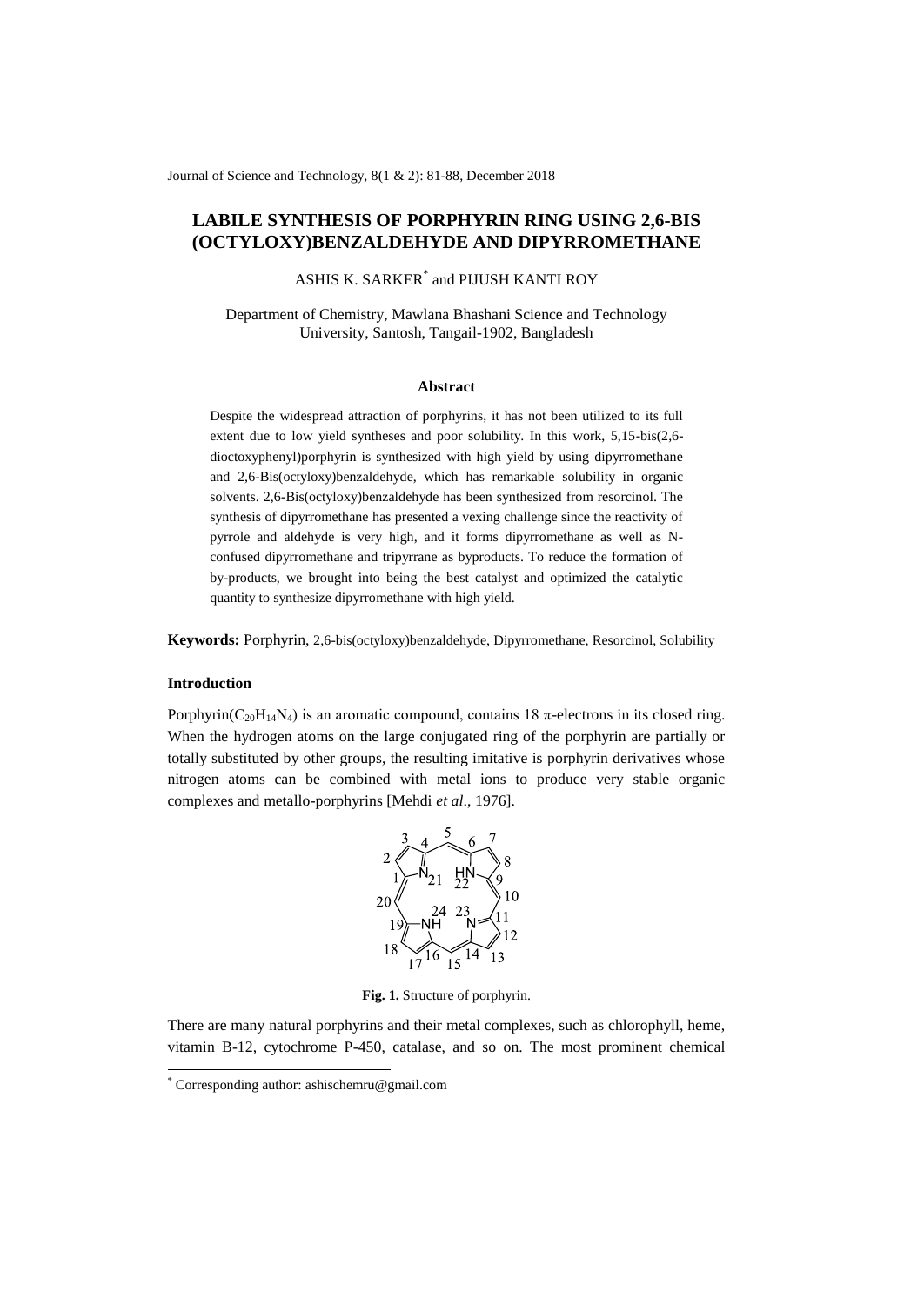# LABILE SYNTHESIS OF PORPHYRIN RING USING 2,6-BIS (OCTYLOXY)BENZALDEHYDE AND DIPYRROMETHANE

ASHIS K. SARKER[*] and PIJUSH KANTI ROY

Department of Chemistry, Mawlana Bhashani Science and Technology University, Santosh, Tangail-1902, Bangladesh

## Abstract

Despite the widespread attraction of porphyrins, it has not been utilized to its full extent due to low yield syntheses and poor solubility. In this work, 5,15-bis(2,6-dioctoxyphenyl)porphyrin is synthesized with high yield by using dipyrromethane and 2,6-Bis(octyloxy)benzaldehyde, which has remarkable solubility in organic solvents. 2,6-Bis(octyloxy)benzaldehyde has been synthesized from resorcinol. The synthesis of dipyrromethane has presented a vexing challenge since the reactivity of pyrrole and aldehyde is very high, and it forms dipyrromethane as well as N-confused dipyrromethane and tripyrrane as byproducts. To reduce the formation of by-products, we brought into being the best catalyst and optimized the catalytic quantity to synthesize dipyrromethane with high yield.

**Keywords:** Porphyrin, 2,6-bis(octyloxy)benzaldehyde, Dipyrromethane, Resorcinol, Solubility

### Introduction

Porphyrin($C_{20}H_{14}N_4$) is an aromatic compound, contains 18 π-electrons in its closed ring. When the hydrogen atoms on the large conjugated ring of the porphyrin are partially or totally substituted by other groups, the resulting imitative is porphyrin derivatives whose nitrogen atoms can be combined with metal ions to produce very stable organic complexes and metallo-porphyrins [Mehdi *et al*., 1976].

**Fig. 1.** Structure of porphyrin.

There are many natural porphyrins and their metal complexes, such as chlorophyll, heme, vitamin B-12, cytochrome P-450, catalase, and so on. The most prominent chemical

[*] Corresponding author: ashischemru@gmail.com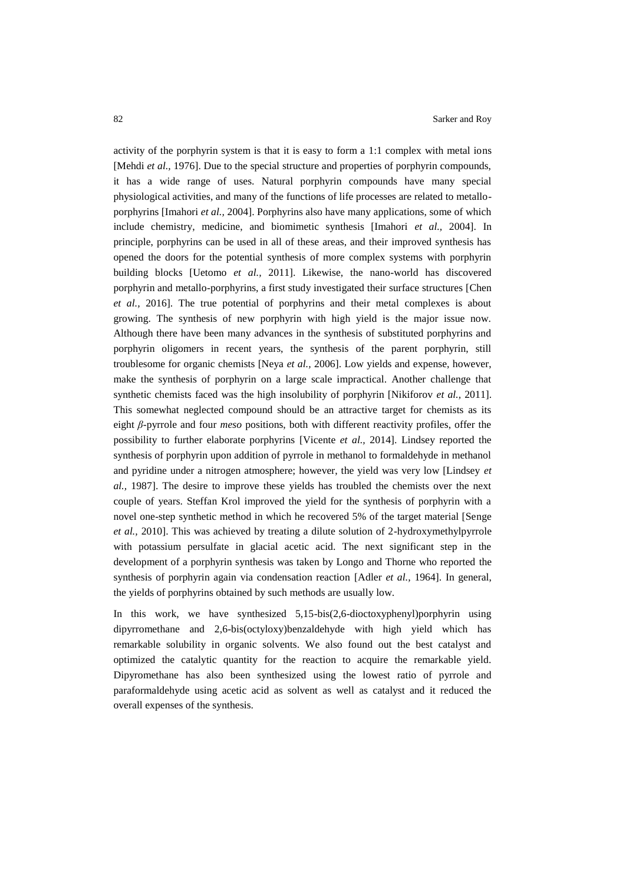activity of the porphyrin system is that it is easy to form a 1:1 complex with metal ions [Mehdi *et al.,* 1976]. Due to the special structure and properties of porphyrin compounds, it has a wide range of uses. Natural porphyrin compounds have many special physiological activities, and many of the functions of life processes are related to metallo-porphyrins [Imahori *et al.,* 2004]. Porphyrins also have many applications, some of which include chemistry, medicine, and biomimetic synthesis [Imahori *et al.,* 2004]. In principle, porphyrins can be used in all of these areas, and their improved synthesis has opened the doors for the potential synthesis of more complex systems with porphyrin building blocks [Uetomo *et al.,* 2011]. Likewise, the nano-world has discovered porphyrin and metallo-porphyrins, a first study investigated their surface structures [Chen *et al.,* 2016]. The true potential of porphyrins and their metal complexes is about growing. The synthesis of new porphyrin with high yield is the major issue now. Although there have been many advances in the synthesis of substituted porphyrins and porphyrin oligomers in recent years, the synthesis of the parent porphyrin, still troublesome for organic chemists [Neya *et al.,* 2006]. Low yields and expense, however, make the synthesis of porphyrin on a large scale impractical. Another challenge that synthetic chemists faced was the high insolubility of porphyrin [Nikiforov *et al.,* 2011]. This somewhat neglected compound should be an attractive target for chemists as its eight *β*-pyrrole and four *meso* positions, both with different reactivity profiles, offer the possibility to further elaborate porphyrins [Vicente *et al.,* 2014]. Lindsey reported the synthesis of porphyrin upon addition of pyrrole in methanol to formaldehyde in methanol and pyridine under a nitrogen atmosphere; however, the yield was very low [Lindsey *et al.,* 1987]. The desire to improve these yields has troubled the chemists over the next couple of years. Steffan Krol improved the yield for the synthesis of porphyrin with a novel one-step synthetic method in which he recovered 5% of the target material [Senge *et al.,* 2010]. This was achieved by treating a dilute solution of 2-hydroxymethylpyrrole with potassium persulfate in glacial acetic acid. The next significant step in the development of a porphyrin synthesis was taken by Longo and Thorne who reported the synthesis of porphyrin again via condensation reaction [Adler *et al.,* 1964]. In general, the yields of porphyrins obtained by such methods are usually low.

In this work, we have synthesized 5,15-bis(2,6-dioctoxyphenyl)porphyrin using dipyrromethane and 2,6-bis(octyloxy)benzaldehyde with high yield which has remarkable solubility in organic solvents. We also found out the best catalyst and optimized the catalytic quantity for the reaction to acquire the remarkable yield. Dipyromethane has also been synthesized using the lowest ratio of pyrrole and paraformaldehyde using acetic acid as solvent as well as catalyst and it reduced the overall expenses of the synthesis.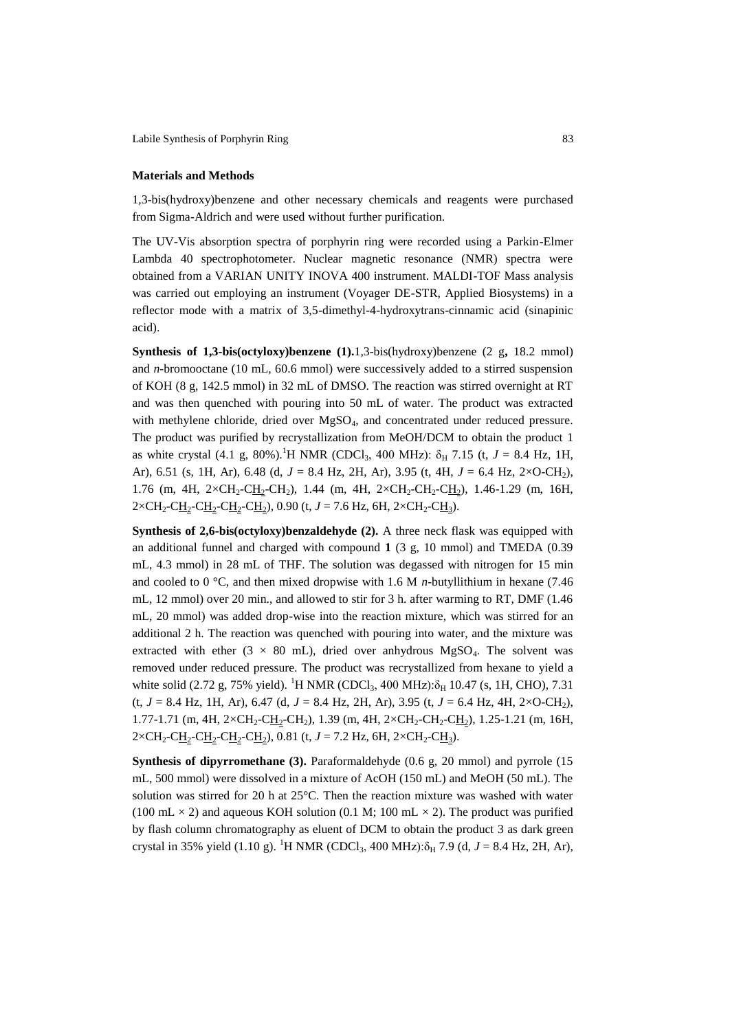## Materials and Methods

1,3-bis(hydroxy)benzene and other necessary chemicals and reagents were purchased from Sigma-Aldrich and were used without further purification.

The UV-Vis absorption spectra of porphyrin ring were recorded using a Parkin-Elmer Lambda 40 spectrophotometer. Nuclear magnetic resonance (NMR) spectra were obtained from a VARIAN UNITY INOVA 400 instrument. MALDI-TOF Mass analysis was carried out employing an instrument (Voyager DE-STR, Applied Biosystems) in a reflector mode with a matrix of 3,5-dimethyl-4-hydroxytrans-cinnamic acid (sinapinic acid).

**Synthesis of 1,3-bis(octyloxy)benzene (1).** 1,3-bis(hydroxy)benzene (2 g, 18.2 mmol) and *n*-bromooctane (10 mL, 60.6 mmol) were successively added to a stirred suspension of KOH (8 g, 142.5 mmol) in 32 mL of DMSO. The reaction was stirred overnight at RT and was then quenched with pouring into 50 mL of water. The product was extracted with methylene chloride, dried over $MgSO_4$, and concentrated under reduced pressure. The product was purified by recrystallization from MeOH/DCM to obtain the product 1 as white crystal (4.1 g, 80%). $^1$H NMR ($CDCl_3$, 400 MHz): $\delta_H$ 7.15 (t, *J* = 8.4 Hz, 1H, Ar), 6.51 (s, 1H, Ar), 6.48 (d, *J* = 8.4 Hz, 2H, Ar), 3.95 (t, 4H, *J* = 6.4 Hz, 2×O-$CH_2$), 1.76 (m, 4H, 2×$CH_2$-$\underline{H_2}$-$CH_2$), 1.44 (m, 4H, 2×$CH_2$-$CH_2$-C$\underline{H_2}$), 1.46-1.29 (m, 16H, 2×$CH_2$-C$\underline{H_2}$-C$\underline{H_2}$-C$\underline{H_2}$-C$\underline{H_2}$), 0.90 (t, *J* = 7.6 Hz, 6H, 2×$CH_2$-C$\underline{H_3}$).

**Synthesis of 2,6-bis(octyloxy)benzaldehyde (2).** A three neck flask was equipped with an additional funnel and charged with compound **1** (3 g, 10 mmol) and TMEDA (0.39 mL, 4.3 mmol) in 28 mL of THF. The solution was degassed with nitrogen for 15 min and cooled to 0 °C, and then mixed dropwise with 1.6 M *n*-butyllithium in hexane (7.46 mL, 12 mmol) over 20 min., and allowed to stir for 3 h. after warming to RT, DMF (1.46 mL, 20 mmol) was added drop-wise into the reaction mixture, which was stirred for an additional 2 h. The reaction was quenched with pouring into water, and the mixture was extracted with ether (3 × 80 mL), dried over anhydrous $MgSO_4$. The solvent was removed under reduced pressure. The product was recrystallized from hexane to yield a white solid (2.72 g, 75% yield). $^1$H NMR ($CDCl_3$, 400 MHz): $\delta_H$ 10.47 (s, 1H, CHO), 7.31 (t, *J* = 8.4 Hz, 1H, Ar), 6.47 (d, *J* = 8.4 Hz, 2H, Ar), 3.95 (t, *J* = 6.4 Hz, 4H, 2×O-$CH_2$), 1.77-1.71 (m, 4H, 2×$CH_2$-C$\underline{H_2}$-$CH_2$), 1.39 (m, 4H, 2×$CH_2$-$CH_2$-C$\underline{H_2}$), 1.25-1.21 (m, 16H, 2×$CH_2$-C$\underline{H_2}$-C$\underline{H_2}$-C$\underline{H_2}$-C$\underline{H_2}$), 0.81 (t, *J* = 7.2 Hz, 6H, 2×$CH_2$-C$\underline{H_3}$).

**Synthesis of dipyrromethane (3).** Paraformaldehyde (0.6 g, 20 mmol) and pyrrole (15 mL, 500 mmol) were dissolved in a mixture of AcOH (150 mL) and MeOH (50 mL). The solution was stirred for 20 h at 25°C. Then the reaction mixture was washed with water (100 mL × 2) and aqueous KOH solution (0.1 M; 100 mL × 2). The product was purified by flash column chromatography as eluent of DCM to obtain the product 3 as dark green crystal in 35% yield (1.10 g). $^1$H NMR ($CDCl_3$, 400 MHz): $\delta_H$ 7.9 (d, *J* = 8.4 Hz, 2H, Ar),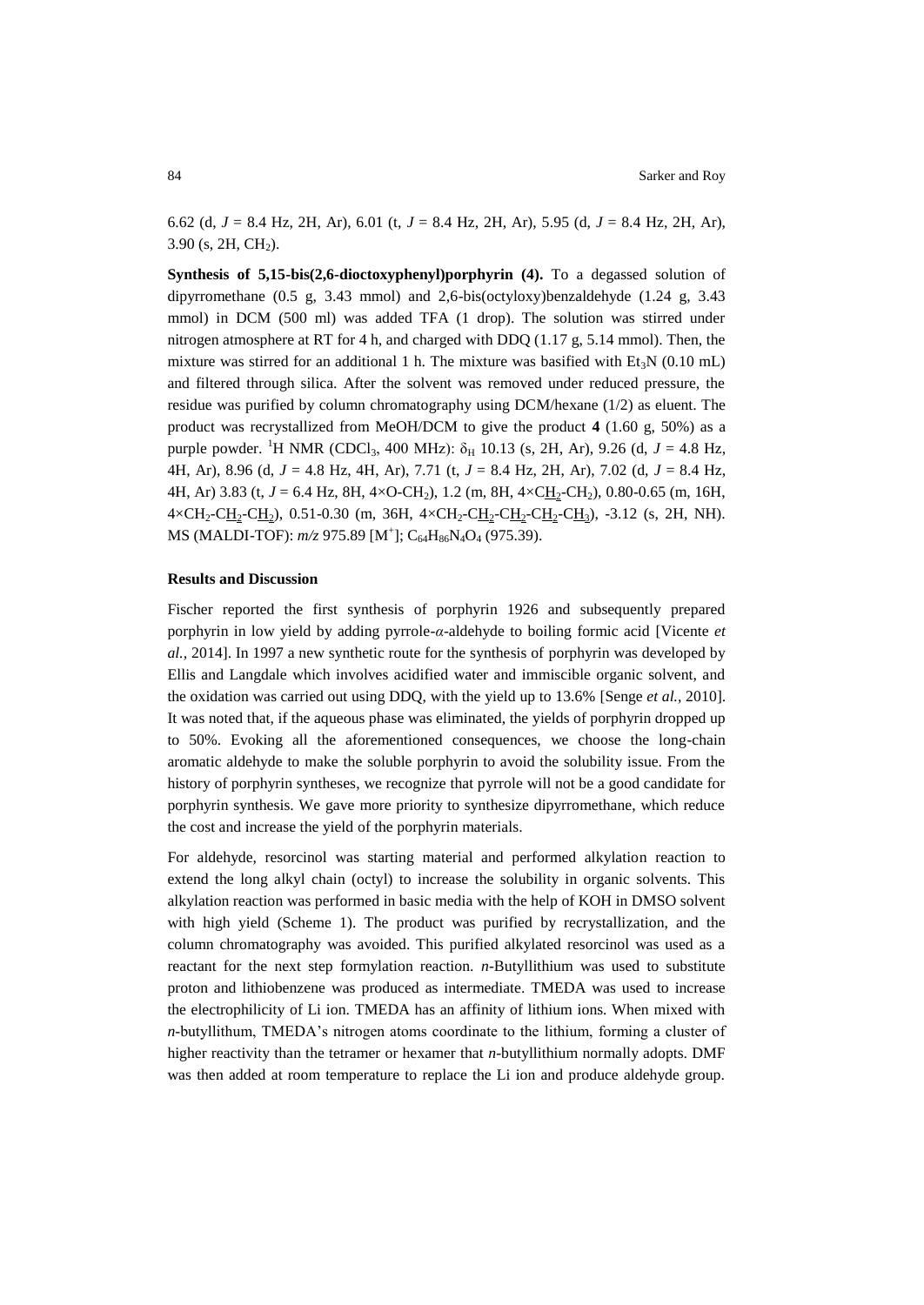6.62 (d, $J$ = 8.4 Hz, 2H, Ar), 6.01 (t, $J$ = 8.4 Hz, 2H, Ar), 5.95 (d, $J$ = 8.4 Hz, 2H, Ar), 3.90 (s, 2H, $CH_2$).

**Synthesis of 5,15-bis(2,6-dioctoxyphenyl)porphyrin (4).** To a degassed solution of dipyrromethane (0.5 g, 3.43 mmol) and 2,6-bis(octyloxy)benzaldehyde (1.24 g, 3.43 mmol) in DCM (500 ml) was added TFA (1 drop). The solution was stirred under nitrogen atmosphere at RT for 4 h, and charged with DDQ (1.17 g, 5.14 mmol). Then, the mixture was stirred for an additional 1 h. The mixture was basified with $Et_3N$ (0.10 mL) and filtered through silica. After the solvent was removed under reduced pressure, the residue was purified by column chromatography using DCM/hexane (1/2) as eluent. The product was recrystallized from MeOH/DCM to give the product **4** (1.60 g, 50%) as a purple powder. $^1H$ NMR ($CDCl_3$, 400 MHz): $\delta_H$ 10.13 (s, 2H, Ar), 9.26 (d, $J$ = 4.8 Hz, 4H, Ar), 8.96 (d, $J$ = 4.8 Hz, 4H, Ar), 7.71 (t, $J$ = 8.4 Hz, 2H, Ar), 7.02 (d, $J$ = 8.4 Hz, 4H, Ar) 3.83 (t, $J$ = 6.4 Hz, 8H, 4×O-$CH_2$), 1.2 (m, 8H, 4×C$\underline{H_2}$-$CH_2$), 0.80-0.65 (m, 16H, 4×$CH_2$-C$\underline{H_2}$-C$\underline{H_2}$), 0.51-0.30 (m, 36H, 4×$CH_2$-C$\underline{H_2}$-C$\underline{H_2}$-C$\underline{H_2}$-C$\underline{H_3}$), -3.12 (s, 2H, NH). MS (MALDI-TOF): $m/z$ 975.89 [$M^+$]; $C_{64}H_{86}N_4O_4$ (975.39).

### Results and Discussion

Fischer reported the first synthesis of porphyrin 1926 and subsequently prepared porphyrin in low yield by adding pyrrole-$\alpha$-aldehyde to boiling formic acid [Vicente *et al.*, 2014]. In 1997 a new synthetic route for the synthesis of porphyrin was developed by Ellis and Langdale which involves acidified water and immiscible organic solvent, and the oxidation was carried out using DDQ, with the yield up to 13.6% [Senge *et al.*, 2010]. It was noted that, if the aqueous phase was eliminated, the yields of porphyrin dropped up to 50%. Evoking all the aforementioned consequences, we choose the long-chain aromatic aldehyde to make the soluble porphyrin to avoid the solubility issue. From the history of porphyrin syntheses, we recognize that pyrrole will not be a good candidate for porphyrin synthesis. We gave more priority to synthesize dipyrromethane, which reduce the cost and increase the yield of the porphyrin materials.

For aldehyde, resorcinol was starting material and performed alkylation reaction to extend the long alkyl chain (octyl) to increase the solubility in organic solvents. This alkylation reaction was performed in basic media with the help of KOH in DMSO solvent with high yield (Scheme 1). The product was purified by recrystallization, and the column chromatography was avoided. This purified alkylated resorcinol was used as a reactant for the next step formylation reaction. *n*-Butyllithium was used to substitute proton and lithiobenzene was produced as intermediate. TMEDA was used to increase the electrophilicity of Li ion. TMEDA has an affinity of lithium ions. When mixed with *n*-butyllithum, TMEDA's nitrogen atoms coordinate to the lithium, forming a cluster of higher reactivity than the tetramer or hexamer that *n*-butyllithium normally adopts. DMF was then added at room temperature to replace the Li ion and produce aldehyde group.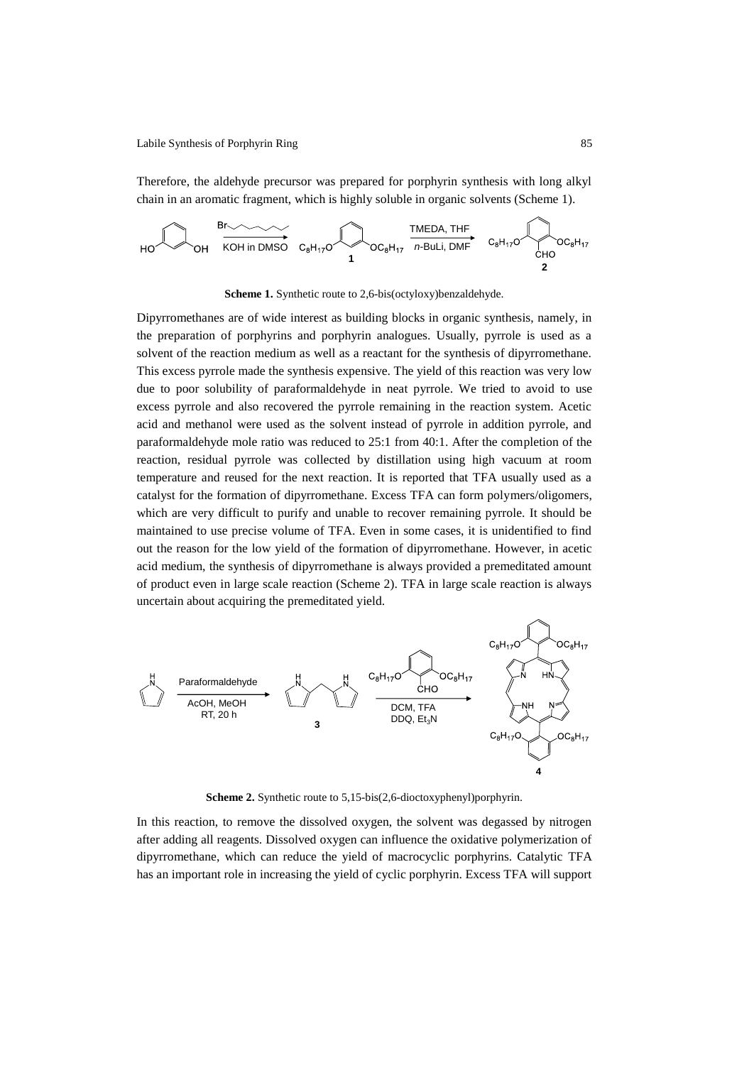Therefore, the aldehyde precursor was prepared for porphyrin synthesis with long alkyl chain in an aromatic fragment, which is highly soluble in organic solvents (Scheme 1).

**Scheme 1.** Synthetic route to 2,6-bis(octyloxy)benzaldehyde.

Dipyrromethanes are of wide interest as building blocks in organic synthesis, namely, in the preparation of porphyrins and porphyrin analogues. Usually, pyrrole is used as a solvent of the reaction medium as well as a reactant for the synthesis of dipyrromethane. This excess pyrrole made the synthesis expensive. The yield of this reaction was very low due to poor solubility of paraformaldehyde in neat pyrrole. We tried to avoid to use excess pyrrole and also recovered the pyrrole remaining in the reaction system. Acetic acid and methanol were used as the solvent instead of pyrrole in addition pyrrole, and paraformaldehyde mole ratio was reduced to 25:1 from 40:1. After the completion of the reaction, residual pyrrole was collected by distillation using high vacuum at room temperature and reused for the next reaction. It is reported that TFA usually used as a catalyst for the formation of dipyrromethane. Excess TFA can form polymers/oligomers, which are very difficult to purify and unable to recover remaining pyrrole. It should be maintained to use precise volume of TFA. Even in some cases, it is unidentified to find out the reason for the low yield of the formation of dipyrromethane. However, in acetic acid medium, the synthesis of dipyrromethane is always provided a premeditated amount of product even in large scale reaction (Scheme 2). TFA in large scale reaction is always uncertain about acquiring the premeditated yield.

**Scheme 2.** Synthetic route to 5,15-bis(2,6-dioctoxyphenyl)porphyrin.

In this reaction, to remove the dissolved oxygen, the solvent was degassed by nitrogen after adding all reagents. Dissolved oxygen can influence the oxidative polymerization of dipyrromethane, which can reduce the yield of macrocyclic porphyrins. Catalytic TFA has an important role in increasing the yield of cyclic porphyrin. Excess TFA will support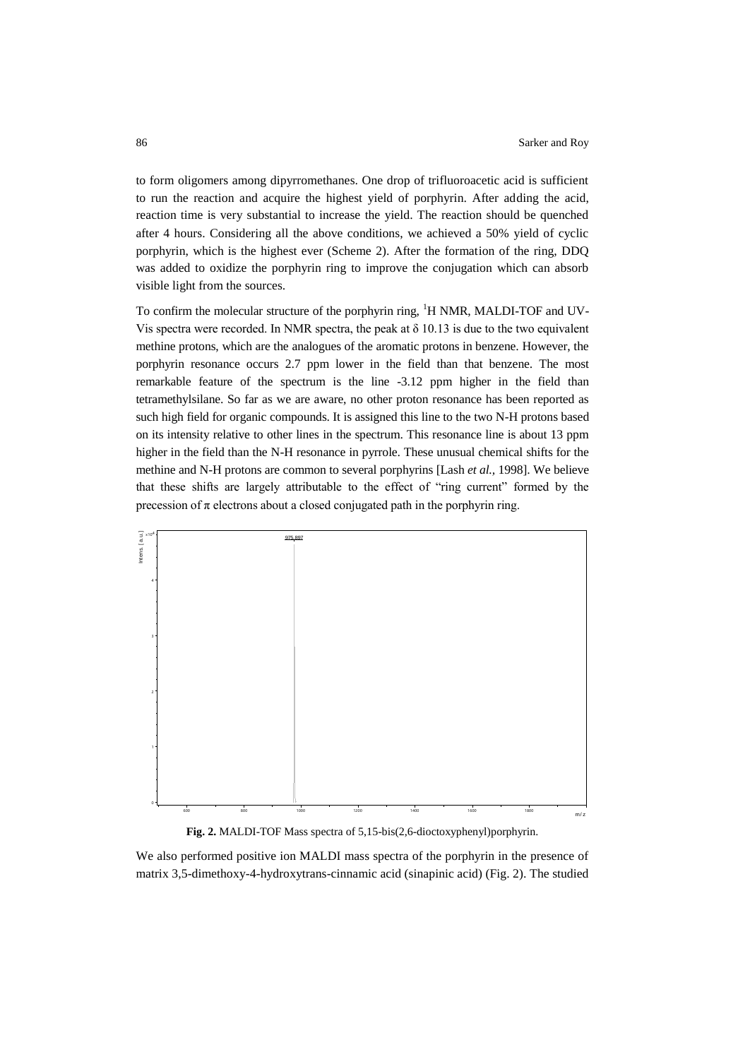to form oligomers among dipyrromethanes. One drop of trifluoroacetic acid is sufficient to run the reaction and acquire the highest yield of porphyrin. After adding the acid, reaction time is very substantial to increase the yield. The reaction should be quenched after 4 hours. Considering all the above conditions, we achieved a 50% yield of cyclic porphyrin, which is the highest ever (Scheme 2). After the formation of the ring, DDQ was added to oxidize the porphyrin ring to improve the conjugation which can absorb visible light from the sources.

To confirm the molecular structure of the porphyrin ring, $^1$H NMR, MALDI-TOF and UV-Vis spectra were recorded. In NMR spectra, the peak at δ 10.13 is due to the two equivalent methine protons, which are the analogues of the aromatic protons in benzene. However, the porphyrin resonance occurs 2.7 ppm lower in the field than that benzene. The most remarkable feature of the spectrum is the line -3.12 ppm higher in the field than tetramethylsilane. So far as we are aware, no other proton resonance has been reported as such high field for organic compounds. It is assigned this line to the two N-H protons based on its intensity relative to other lines in the spectrum. This resonance line is about 13 ppm higher in the field than the N-H resonance in pyrrole. These unusual chemical shifts for the methine and N-H protons are common to several porphyrins [Lash *et al.*, 1998]. We believe that these shifts are largely attributable to the effect of "ring current" formed by the precession of π electrons about a closed conjugated path in the porphyrin ring.

**Fig. 2.** MALDI-TOF Mass spectra of 5,15-bis(2,6-dioctoxyphenyl)porphyrin.

We also performed positive ion MALDI mass spectra of the porphyrin in the presence of matrix 3,5-dimethoxy-4-hydroxytrans-cinnamic acid (sinapinic acid) (Fig. 2). The studied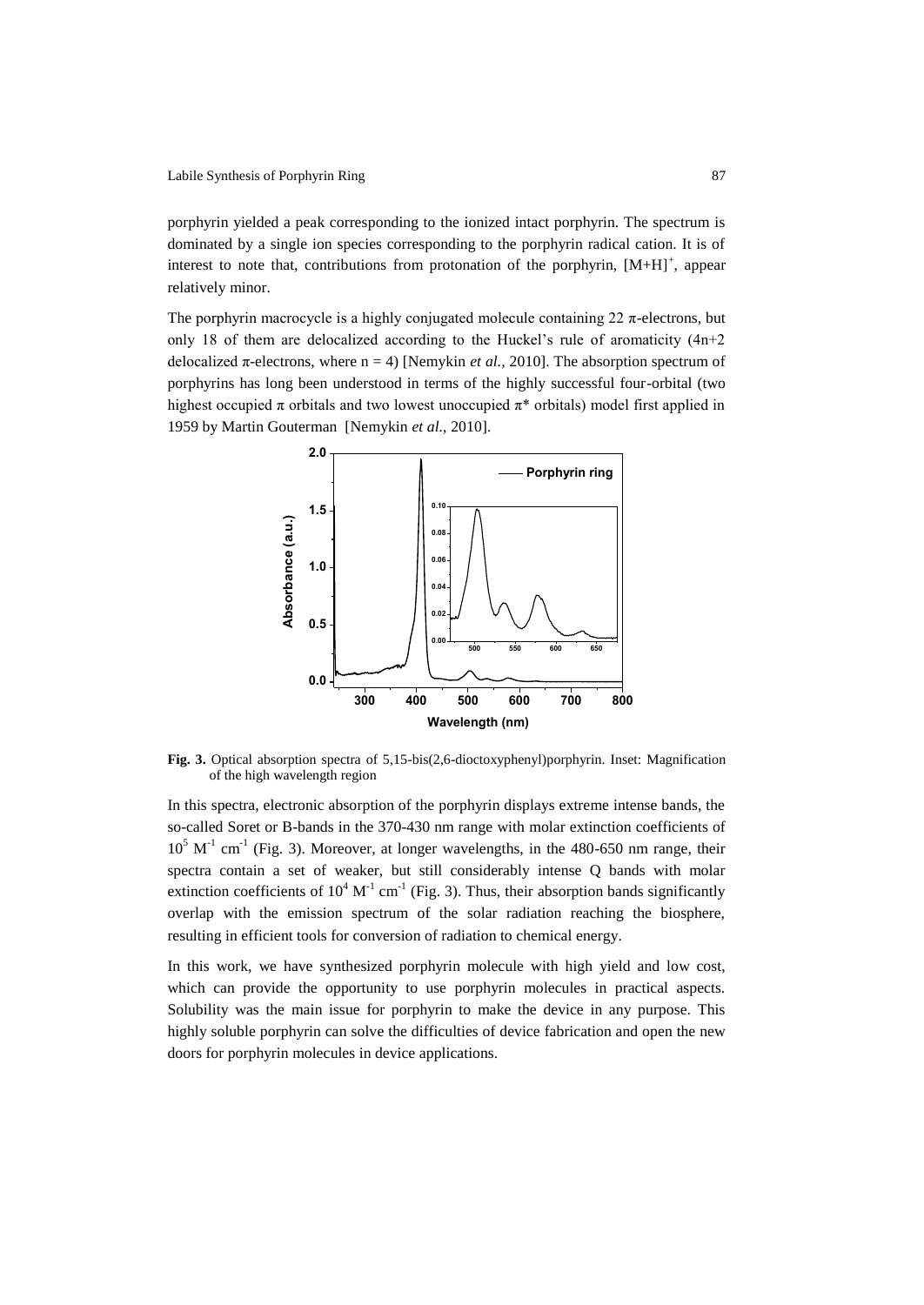porphyrin yielded a peak corresponding to the ionized intact porphyrin. The spectrum is dominated by a single ion species corresponding to the porphyrin radical cation. It is of interest to note that, contributions from protonation of the porphyrin, $[M+H]^+$, appear relatively minor.

The porphyrin macrocycle is a highly conjugated molecule containing 22 π-electrons, but only 18 of them are delocalized according to the Huckel's rule of aromaticity ($4n+2$ delocalized π-electrons, where $n = 4$) [Nemykin *et al.,* 2010]. The absorption spectrum of porphyrins has long been understood in terms of the highly successful four-orbital (two highest occupied π orbitals and two lowest unoccupied π* orbitals) model first applied in 1959 by Martin Gouterman [Nemykin *et al.,* 2010].

**Fig. 3.** Optical absorption spectra of 5,15-bis(2,6-dioctoxyphenyl)porphyrin. Inset: Magnification of the high wavelength region

In this spectra, electronic absorption of the porphyrin displays extreme intense bands, the so-called Soret or B-bands in the 370-430 nm range with molar extinction coefficients of $10^5$ $M^{-1}$ $cm^{-1}$ (Fig. 3). Moreover, at longer wavelengths, in the 480-650 nm range, their spectra contain a set of weaker, but still considerably intense Q bands with molar extinction coefficients of $10^4$ $M^{-1}$ $cm^{-1}$ (Fig. 3). Thus, their absorption bands significantly overlap with the emission spectrum of the solar radiation reaching the biosphere, resulting in efficient tools for conversion of radiation to chemical energy.

In this work, we have synthesized porphyrin molecule with high yield and low cost, which can provide the opportunity to use porphyrin molecules in practical aspects. Solubility was the main issue for porphyrin to make the device in any purpose. This highly soluble porphyrin can solve the difficulties of device fabrication and open the new doors for porphyrin molecules in device applications.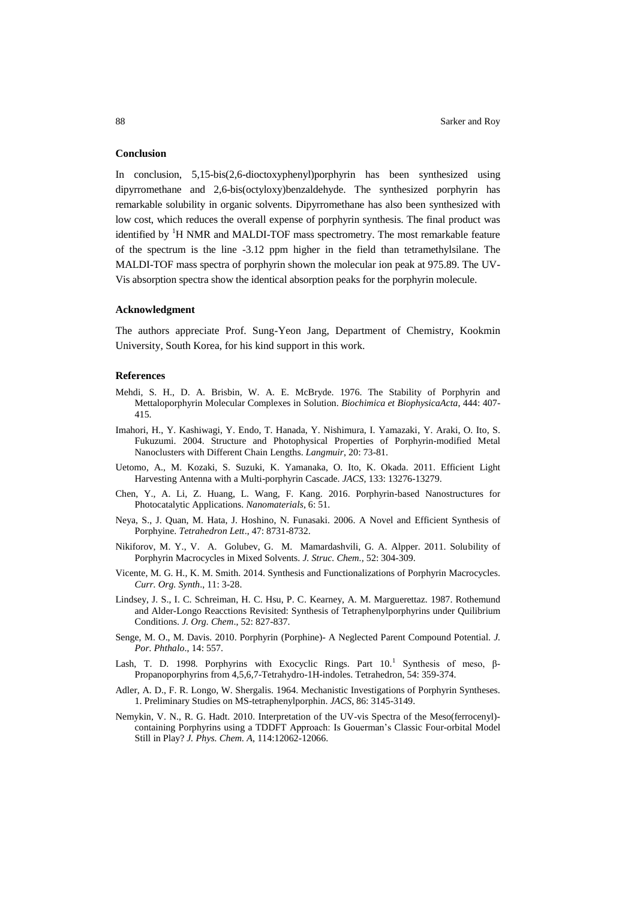## Conclusion

In conclusion, 5,15-bis(2,6-dioctoxyphenyl)porphyrin has been synthesized using dipyrromethane and 2,6-bis(octyloxy)benzaldehyde. The synthesized porphyrin has remarkable solubility in organic solvents. Dipyrromethane has also been synthesized with low cost, which reduces the overall expense of porphyrin synthesis. The final product was identified by $^{1}H$ NMR and MALDI-TOF mass spectrometry. The most remarkable feature of the spectrum is the line -3.12 ppm higher in the field than tetramethylsilane. The MALDI-TOF mass spectra of porphyrin shown the molecular ion peak at 975.89. The UV-Vis absorption spectra show the identical absorption peaks for the porphyrin molecule.

## Acknowledgment

The authors appreciate Prof. Sung-Yeon Jang, Department of Chemistry, Kookmin University, South Korea, for his kind support in this work.

## References

Mehdi, S. H., D. A. Brisbin, W. A. E. McBryde. 1976. The Stability of Porphyrin and Mettaloporphyrin Molecular Complexes in Solution. *Biochimica et BiophysicaActa*, 444: 407-415.

Imahori, H., Y. Kashiwagi, Y. Endo, T. Hanada, Y. Nishimura, I. Yamazaki, Y. Araki, O. Ito, S. Fukuzumi. 2004. Structure and Photophysical Properties of Porphyrin-modified Metal Nanoclusters with Different Chain Lengths. *Langmuir*, 20: 73-81.

Uetomo, A., M. Kozaki, S. Suzuki, K. Yamanaka, O. Ito, K. Okada. 2011. Efficient Light Harvesting Antenna with a Multi-porphyrin Cascade. *JACS*, 133: 13276-13279.

Chen, Y., A. Li, Z. Huang, L. Wang, F. Kang. 2016. Porphyrin-based Nanostructures for Photocatalytic Applications. *Nanomaterials*, 6: 51.

Neya, S., J. Quan, M. Hata, J. Hoshino, N. Funasaki. 2006. A Novel and Efficient Synthesis of Porphyine. *Tetrahedron Lett*., 47: 8731-8732.

Nikiforov, M. Y., V. A. Golubev, G. M. Mamardashvili, G. A. Alpper. 2011. Solubility of Porphyrin Macrocycles in Mixed Solvents. *J. Struc. Chem.,* 52: 304-309.

Vicente, M. G. H., K. M. Smith. 2014. Synthesis and Functionalizations of Porphyrin Macrocycles. *Curr. Org. Synth*., 11: 3-28.

Lindsey, J. S., I. C. Schreiman, H. C. Hsu, P. C. Kearney, A. M. Marguerettaz. 1987. Rothemund and Alder-Longo Reacctions Revisited: Synthesis of Tetraphenylporphyrins under Quilibrium Conditions. *J. Org. Chem*., 52: 827-837.

Senge, M. O., M. Davis. 2010. Porphyrin (Porphine)- A Neglected Parent Compound Potential. *J. Por. Phthalo*., 14: 557.

Lash, T. D. 1998. Porphyrins with Exocyclic Rings. Part 10.[1] Synthesis of meso, β-Propanoporphyrins from 4,5,6,7-Tetrahydro-1H-indoles. Tetrahedron, 54: 359-374.

Adler, A. D., F. R. Longo, W. Shergalis. 1964. Mechanistic Investigations of Porphyrin Syntheses. 1. Preliminary Studies on MS-tetraphenylporphin. *JACS*, 86: 3145-3149.

Nemykin, V. N., R. G. Hadt. 2010. Interpretation of the UV-vis Spectra of the Meso(ferrocenyl)-containing Porphyrins using a TDDFT Approach: Is Gouerman's Classic Four-orbital Model Still in Play? *J. Phys. Chem. A*, 114:12062-12066.